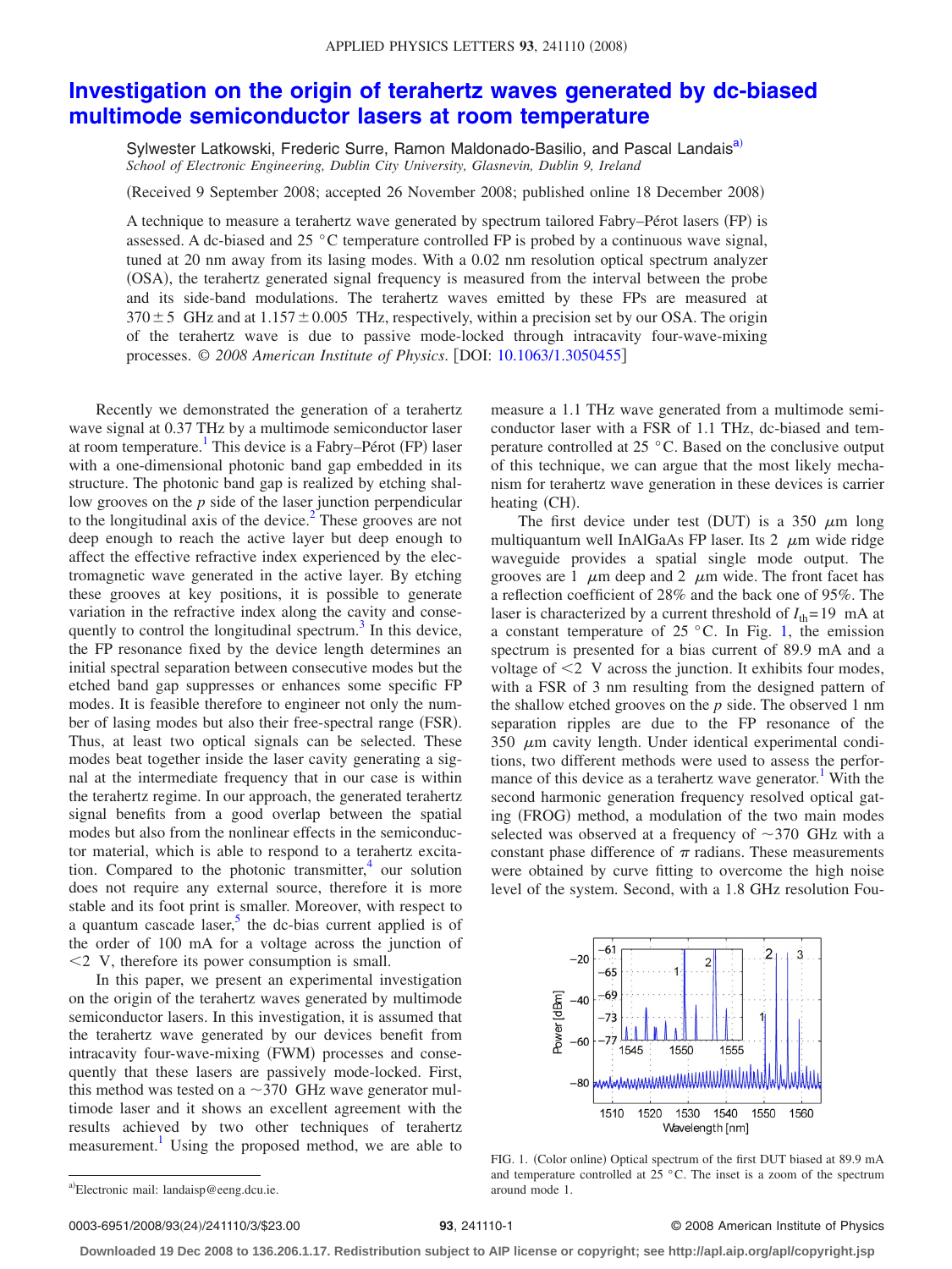# Investigation on the origin of terahertz waves generated by dc-biased multimode semiconductor lasers at room temperature

Sylwester Latkowski, Frederic Surre, Ramon Maldonado-Basilio, and Pascal Landais[a]

*School of Electronic Engineering, Dublin City University, Glasnevin, Dublin 9, Ireland*

(Received 9 September 2008; accepted 26 November 2008; published online 18 December 2008)

A technique to measure a terahertz wave generated by spectrum tailored Fabry–Pérot lasers (FP) is assessed. A dc-biased and 25 °C temperature controlled FP is probed by a continuous wave signal, tuned at 20 nm away from its lasing modes. With a 0.02 nm resolution optical spectrum analyzer (OSA), the terahertz generated signal frequency is measured from the interval between the probe and its side-band modulations. The terahertz waves emitted by these FPs are measured at $370 \pm 5$ GHz and at $1.157 \pm 0.005$ THz, respectively, within a precision set by our OSA. The origin of the terahertz wave is due to passive mode-locked through intracavity four-wave-mixing processes. © *2008 American Institute of Physics*. [DOI: 10.1063/1.3050455]

Recently we demonstrated the generation of a terahertz wave signal at 0.37 THz by a multimode semiconductor laser at room temperature.[1] This device is a Fabry–Pérot (FP) laser with a one-dimensional photonic band gap embedded in its structure. The photonic band gap is realized by etching shallow grooves on the *p* side of the laser junction perpendicular to the longitudinal axis of the device.[2] These grooves are not deep enough to reach the active layer but deep enough to affect the effective refractive index experienced by the electromagnetic wave generated in the active layer. By etching these grooves at key positions, it is possible to generate variation in the refractive index along the cavity and consequently to control the longitudinal spectrum.[3] In this device, the FP resonance fixed by the device length determines an initial spectral separation between consecutive modes but the etched band gap suppresses or enhances some specific FP modes. It is feasible therefore to engineer not only the number of lasing modes but also their free-spectral range (FSR). Thus, at least two optical signals can be selected. These modes beat together inside the laser cavity generating a signal at the intermediate frequency that in our case is within the terahertz regime. In our approach, the generated terahertz signal benefits from a good overlap between the spatial modes but also from the nonlinear effects in the semiconductor material, which is able to respond to a terahertz excitation. Compared to the photonic transmitter,[4] our solution does not require any external source, therefore it is more stable and its foot print is smaller. Moreover, with respect to a quantum cascade laser,[5] the dc-bias current applied is of the order of 100 mA for a voltage across the junction of <2 V, therefore its power consumption is small.

In this paper, we present an experimental investigation on the origin of the terahertz waves generated by multimode semiconductor lasers. In this investigation, it is assumed that the terahertz wave generated by our devices benefit from intracavity four-wave-mixing (FWM) processes and consequently that these lasers are passively mode-locked. First, this method was tested on a ~370 GHz wave generator multimode laser and it shows an excellent agreement with the results achieved by two other techniques of terahertz measurement.[1] Using the proposed method, we are able to measure a 1.1 THz wave generated from a multimode semiconductor laser with a FSR of 1.1 THz, dc-biased and temperature controlled at 25 °C. Based on the conclusive output of this technique, we can argue that the most likely mechanism for terahertz wave generation in these devices is carrier heating (CH).

The first device under test (DUT) is a 350 μm long multiquantum well InAlGaAs FP laser. Its 2 μm wide ridge waveguide provides a spatial single mode output. The grooves are 1 μm deep and 2 μm wide. The front facet has a reflection coefficient of 28% and the back one of 95%. The laser is characterized by a current threshold of $I_{th}=19$ mA at a constant temperature of 25 °C. In Fig. 1, the emission spectrum is presented for a bias current of 89.9 mA and a voltage of <2 V across the junction. It exhibits four modes, with a FSR of 3 nm resulting from the designed pattern of the shallow etched grooves on the *p* side. The observed 1 nm separation ripples are due to the FP resonance of the 350 μm cavity length. Under identical experimental conditions, two different methods were used to assess the performance of this device as a terahertz wave generator.[1] With the second harmonic generation frequency resolved optical gating (FROG) method, a modulation of the two main modes selected was observed at a frequency of ~370 GHz with a constant phase difference of π radians. These measurements were obtained by curve fitting to overcome the high noise level of the system. Second, with a 1.8 GHz resolution Fou-

FIG. 1. (Color online) Optical spectrum of the first DUT biased at 89.9 mA and temperature controlled at 25 °C. The inset is a zoom of the spectrum around mode 1.

[a] Electronic mail: landaisp@eeng.dcu.ie.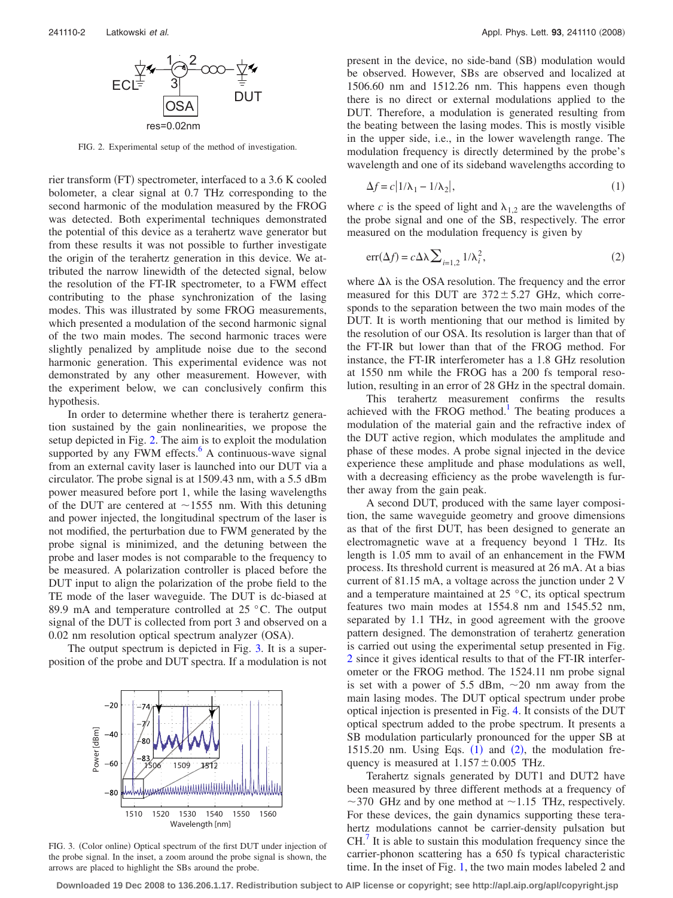FIG. 2. Experimental setup of the method of investigation.

rier transform (FT) spectrometer, interfaced to a 3.6 K cooled bolometer, a clear signal at 0.7 THz corresponding to the second harmonic of the modulation measured by the FROG was detected. Both experimental techniques demonstrated the potential of this device as a terahertz wave generator but from these results it was not possible to further investigate the origin of the terahertz generation in this device. We attributed the narrow linewidth of the detected signal, below the resolution of the FT-IR spectrometer, to a FWM effect contributing to the phase synchronization of the lasing modes. This was illustrated by some FROG measurements, which presented a modulation of the second harmonic signal of the two main modes. The second harmonic traces were slightly penalized by amplitude noise due to the second harmonic generation. This experimental evidence was not demonstrated by any other measurement. However, with the experiment below, we can conclusively confirm this hypothesis.

In order to determine whether there is terahertz generation sustained by the gain nonlinearities, we propose the setup depicted in Fig. 2. The aim is to exploit the modulation supported by any FWM effects.[6] A continuous-wave signal from an external cavity laser is launched into our DUT via a circulator. The probe signal is at 1509.43 nm, with a 5.5 dBm power measured before port 1, while the lasing wavelengths of the DUT are centered at ~1555 nm. With this detuning and power injected, the longitudinal spectrum of the laser is not modified, the perturbation due to FWM generated by the probe signal is minimized, and the detuning between the probe and laser modes is not comparable to the frequency to be measured. A polarization controller is placed before the DUT input to align the polarization of the probe field to the TE mode of the laser waveguide. The DUT is dc-biased at 89.9 mA and temperature controlled at 25 °C. The output signal of the DUT is collected from port 3 and observed on a 0.02 nm resolution optical spectrum analyzer (OSA).

The output spectrum is depicted in Fig. 3. It is a superposition of the probe and DUT spectra. If a modulation is not present in the device, no side-band (SB) modulation would be observed. However, SBs are observed and localized at 1506.60 nm and 1512.26 nm. This happens even though there is no direct or external modulations applied to the DUT. Therefore, a modulation is generated resulting from the beating between the lasing modes. This is mostly visible in the upper side, i.e., in the lower wavelength range. The modulation frequency is directly determined by the probe's wavelength and one of its sideband wavelengths according to

$$\Delta f = c|1/\lambda_1 - 1/\lambda_2|, \tag{1}$$

where $c$ is the speed of light and $\lambda_{1,2}$ are the wavelengths of the probe signal and one of the SB, respectively. The error measured on the modulation frequency is given by

$$\mathrm{err}(\Delta f) = c\Delta\lambda \sum_{i=1,2} 1/\lambda_i^2, \tag{2}$$

where $\Delta\lambda$ is the OSA resolution. The frequency and the error measured for this DUT are $372 \pm 5.27$ GHz, which corresponds to the separation between the two main modes of the DUT. It is worth mentioning that our method is limited by the resolution of our OSA. Its resolution is larger than that of the FT-IR but lower than that of the FROG method. For instance, the FT-IR interferometer has a 1.8 GHz resolution at 1550 nm while the FROG has a 200 fs temporal resolution, resulting in an error of 28 GHz in the spectral domain.

FIG. 3. (Color online) Optical spectrum of the first DUT under injection of the probe signal. In the inset, a zoom around the probe signal is shown, the arrows are placed to highlight the SBs around the probe.

This terahertz measurement confirms the results achieved with the FROG method.[1] The beating produces a modulation of the material gain and the refractive index of the DUT active region, which modulates the amplitude and phase of these modes. A probe signal injected in the device experience these amplitude and phase modulations as well, with a decreasing efficiency as the probe wavelength is further away from the gain peak.

A second DUT, produced with the same layer composition, the same waveguide geometry and groove dimensions as that of the first DUT, has been designed to generate an electromagnetic wave at a frequency beyond 1 THz. Its length is 1.05 mm to avail of an enhancement in the FWM process. Its threshold current is measured at 26 mA. At a bias current of 81.15 mA, a voltage across the junction under 2 V and a temperature maintained at 25 °C, its optical spectrum features two main modes at 1554.8 nm and 1545.52 nm, separated by 1.1 THz, in good agreement with the groove pattern designed. The demonstration of terahertz generation is carried out using the experimental setup presented in Fig. 2 since it gives identical results to that of the FT-IR interferometer or the FROG method. The 1524.11 nm probe signal is set with a power of 5.5 dBm, ~20 nm away from the main lasing modes. The DUT optical spectrum under probe optical injection is presented in Fig. 4. It consists of the DUT optical spectrum added to the probe spectrum. It presents a SB modulation particularly pronounced for the upper SB at 1515.20 nm. Using Eqs. (1) and (2), the modulation frequency is measured at $1.157 \pm 0.005$ THz.

Terahertz signals generated by DUT1 and DUT2 have been measured by three different methods at a frequency of ~370 GHz and by one method at ~1.15 THz, respectively. For these devices, the gain dynamics supporting these terahertz modulations cannot be carrier-density pulsation but CH.[7] It is able to sustain this modulation frequency since the carrier-phonon scattering has a 650 fs typical characteristic time. In the inset of Fig. 1, the two main modes labeled 2 and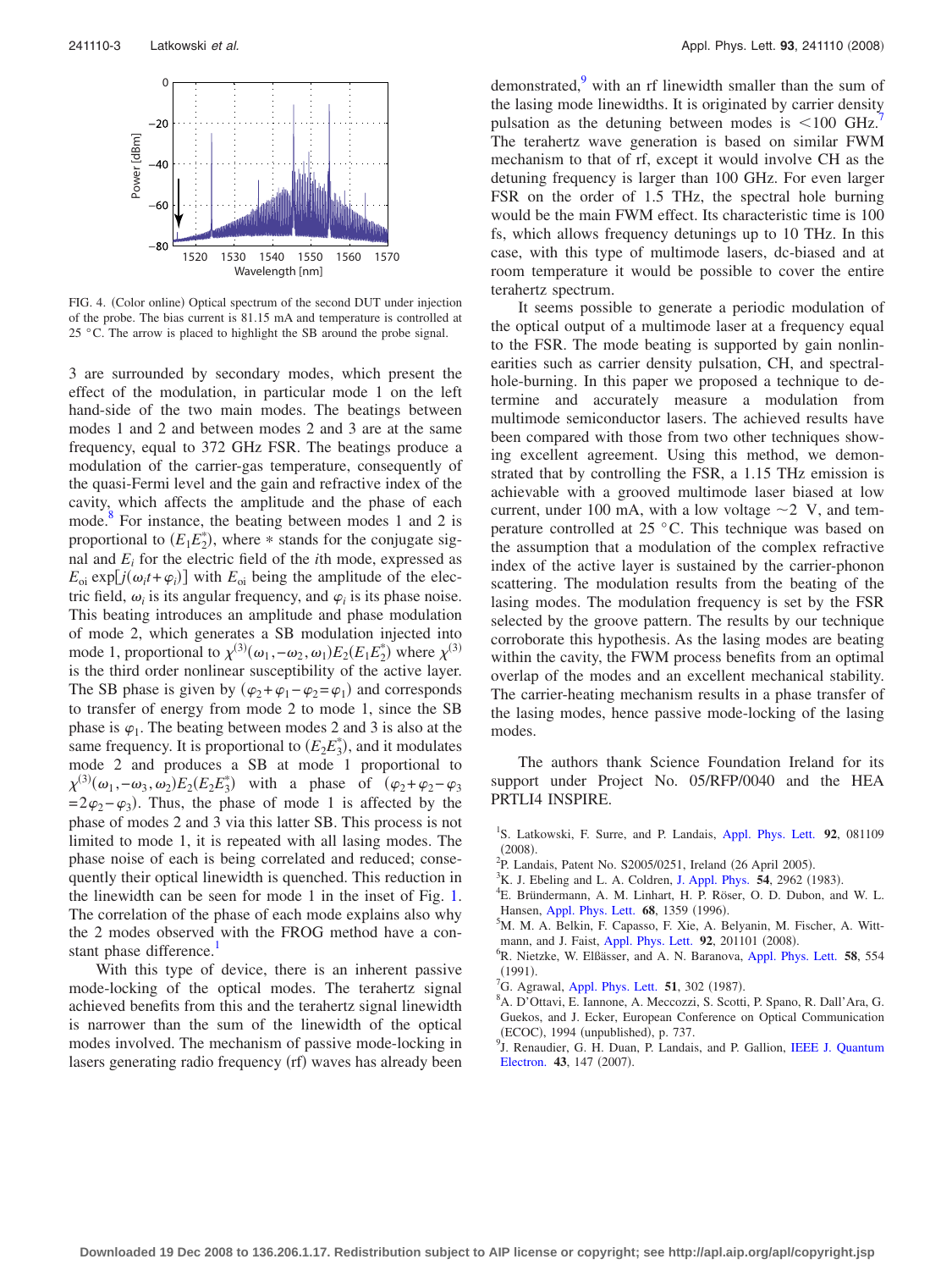0
−20
−40
−60
−80
Power [dBm]
1520 1530 1540 1550 1560 1570
Wavelength [nm]

FIG. 4. (Color online) Optical spectrum of the second DUT under injection of the probe. The bias current is 81.15 mA and temperature is controlled at 25 °C. The arrow is placed to highlight the SB around the probe signal.

3 are surrounded by secondary modes, which present the effect of the modulation, in particular mode 1 on the left hand-side of the two main modes. The beatings between modes 1 and 2 and between modes 2 and 3 are at the same frequency, equal to 372 GHz FSR. The beatings produce a modulation of the carrier-gas temperature, consequently of the quasi-Fermi level and the gain and refractive index of the cavity, which affects the amplitude and the phase of each mode.[8] For instance, the beating between modes 1 and 2 is proportional to $(E_1 E_2^*)$, where * stands for the conjugate signal and $E_i$ for the electric field of the $i$th mode, expressed as $E_{oi}\exp[j(\omega_i t+\varphi_i)]$ with $E_{oi}$ being the amplitude of the electric field, $\omega_i$ is its angular frequency, and $\varphi_i$ is its phase noise. This beating introduces an amplitude and phase modulation of mode 2, which generates a SB modulation injected into mode 1, proportional to $\chi^{(3)}(\omega_1,-\omega_2,\omega_1)E_2(E_1 E_2^*)$ where $\chi^{(3)}$ is the third order nonlinear susceptibility of the active layer. The SB phase is given by $(\varphi_2+\varphi_1-\varphi_2=\varphi_1)$ and corresponds to transfer of energy from mode 2 to mode 1, since the SB phase is $\varphi_1$. The beating between modes 2 and 3 is also at the same frequency. It is proportional to $(E_2 E_3^*)$, and it modulates mode 2 and produces a SB at mode 1 proportional to $\chi^{(3)}(\omega_1,-\omega_3,\omega_2)E_2(E_2 E_3^*)$ with a phase of $(\varphi_2+\varphi_2-\varphi_3=2\varphi_2-\varphi_3)$. Thus, the phase of mode 1 is affected by the phase of modes 2 and 3 via this latter SB. This process is not limited to mode 1, it is repeated with all lasing modes. The phase noise of each is being correlated and reduced; consequently their optical linewidth is quenched. This reduction in the linewidth can be seen for mode 1 in the inset of Fig. 1. The correlation of the phase of each mode explains also why the 2 modes observed with the FROG method have a constant phase difference.[1]

With this type of device, there is an inherent passive mode-locking of the optical modes. The terahertz signal achieved benefits from this and the terahertz signal linewidth is narrower than the sum of the linewidth of the optical modes involved. The mechanism of passive mode-locking in lasers generating radio frequency (rf) waves has already been demonstrated,[9] with an rf linewidth smaller than the sum of the lasing mode linewidths. It is originated by carrier density pulsation as the detuning between modes is <100 GHz.[7] The terahertz wave generation is based on similar FWM mechanism to that of rf, except it would involve CH as the detuning frequency is larger than 100 GHz. For even larger FSR on the order of 1.5 THz, the spectral hole burning would be the main FWM effect. Its characteristic time is 100 fs, which allows frequency detunings up to 10 THz. In this case, with this type of multimode lasers, dc-biased and at room temperature it would be possible to cover the entire terahertz spectrum.

It seems possible to generate a periodic modulation of the optical output of a multimode laser at a frequency equal to the FSR. The mode beating is supported by gain nonlinearities such as carrier density pulsation, CH, and spectral-hole-burning. In this paper we proposed a technique to determine and accurately measure a modulation from multimode semiconductor lasers. The achieved results have been compared with those from two other techniques showing excellent agreement. Using this method, we demonstrated that by controlling the FSR, a 1.15 THz emission is achievable with a grooved multimode laser biased at low current, under 100 mA, with a low voltage ~2 V, and temperature controlled at 25 °C. This technique was based on the assumption that a modulation of the complex refractive index of the active layer is sustained by the carrier-phonon scattering. The modulation results from the beating of the lasing modes. The modulation frequency is set by the FSR selected by the groove pattern. The results by our technique corroborate this hypothesis. As the lasing modes are beating within the cavity, the FWM process benefits from an optimal overlap of the modes and an excellent mechanical stability. The carrier-heating mechanism results in a phase transfer of the lasing modes, hence passive mode-locking of the lasing modes.

The authors thank Science Foundation Ireland for its support under Project No. 05/RFP/0040 and the HEA PRTLI4 INSPIRE.

[1] S. Latkowski, F. Surre, and P. Landais, Appl. Phys. Lett. **92**, 081109 (2008).
[2] P. Landais, Patent No. S2005/0251, Ireland (26 April 2005).
[3] K. J. Ebeling and L. A. Coldren, J. Appl. Phys. **54**, 2962 (1983).
[4] E. Bründermann, A. M. Linhart, H. P. Röser, O. D. Dubon, and W. L. Hansen, Appl. Phys. Lett. **68**, 1359 (1996).
[5] M. M. A. Belkin, F. Capasso, F. Xie, A. Belyanin, M. Fischer, A. Wittmann, and J. Faist, Appl. Phys. Lett. **92**, 201101 (2008).
[6] R. Nietzke, W. Elßässer, and A. N. Baranova, Appl. Phys. Lett. **58**, 554 (1991).
[7] G. Agrawal, Appl. Phys. Lett. **51**, 302 (1987).
[8] A. D'Ottavi, E. Iannone, A. Meccozzi, S. Scotti, P. Spano, R. Dall'Ara, G. Guekos, and J. Ecker, European Conference on Optical Communication (ECOC), 1994 (unpublished), p. 737.
[9] J. Renaudier, G. H. Duan, P. Landais, and P. Gallion, IEEE J. Quantum Electron. **43**, 147 (2007).